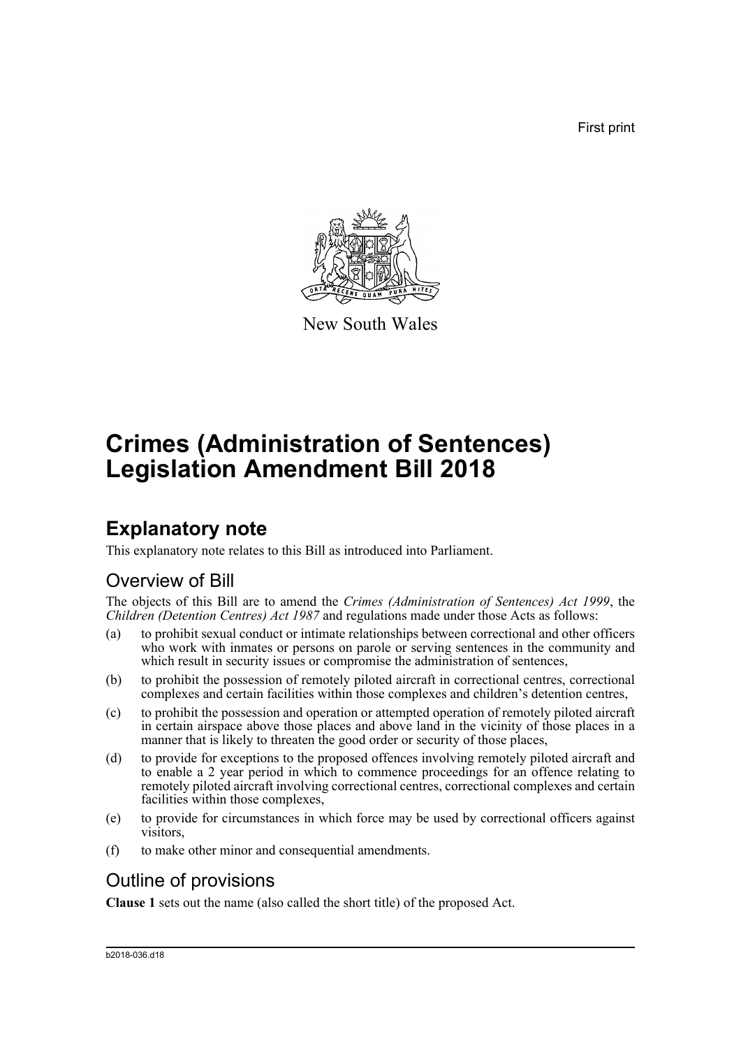First print

New South Wales

# Crimes (Administration of Sentences) Legislation Amendment Bill 2018

## Explanatory note

This explanatory note relates to this Bill as introduced into Parliament.

### Overview of Bill

The objects of this Bill are to amend the *Crimes (Administration of Sentences) Act 1999*, the *Children (Detention Centres) Act 1987* and regulations made under those Acts as follows:

(a) to prohibit sexual conduct or intimate relationships between correctional and other officers who work with inmates or persons on parole or serving sentences in the community and which result in security issues or compromise the administration of sentences,

(b) to prohibit the possession of remotely piloted aircraft in correctional centres, correctional complexes and certain facilities within those complexes and children's detention centres,

(c) to prohibit the possession and operation or attempted operation of remotely piloted aircraft in certain airspace above those places and above land in the vicinity of those places in a manner that is likely to threaten the good order or security of those places,

(d) to provide for exceptions to the proposed offences involving remotely piloted aircraft and to enable a 2 year period in which to commence proceedings for an offence relating to remotely piloted aircraft involving correctional centres, correctional complexes and certain facilities within those complexes,

(e) to provide for circumstances in which force may be used by correctional officers against visitors,

(f) to make other minor and consequential amendments.

### Outline of provisions

**Clause 1** sets out the name (also called the short title) of the proposed Act.

b2018-036.d18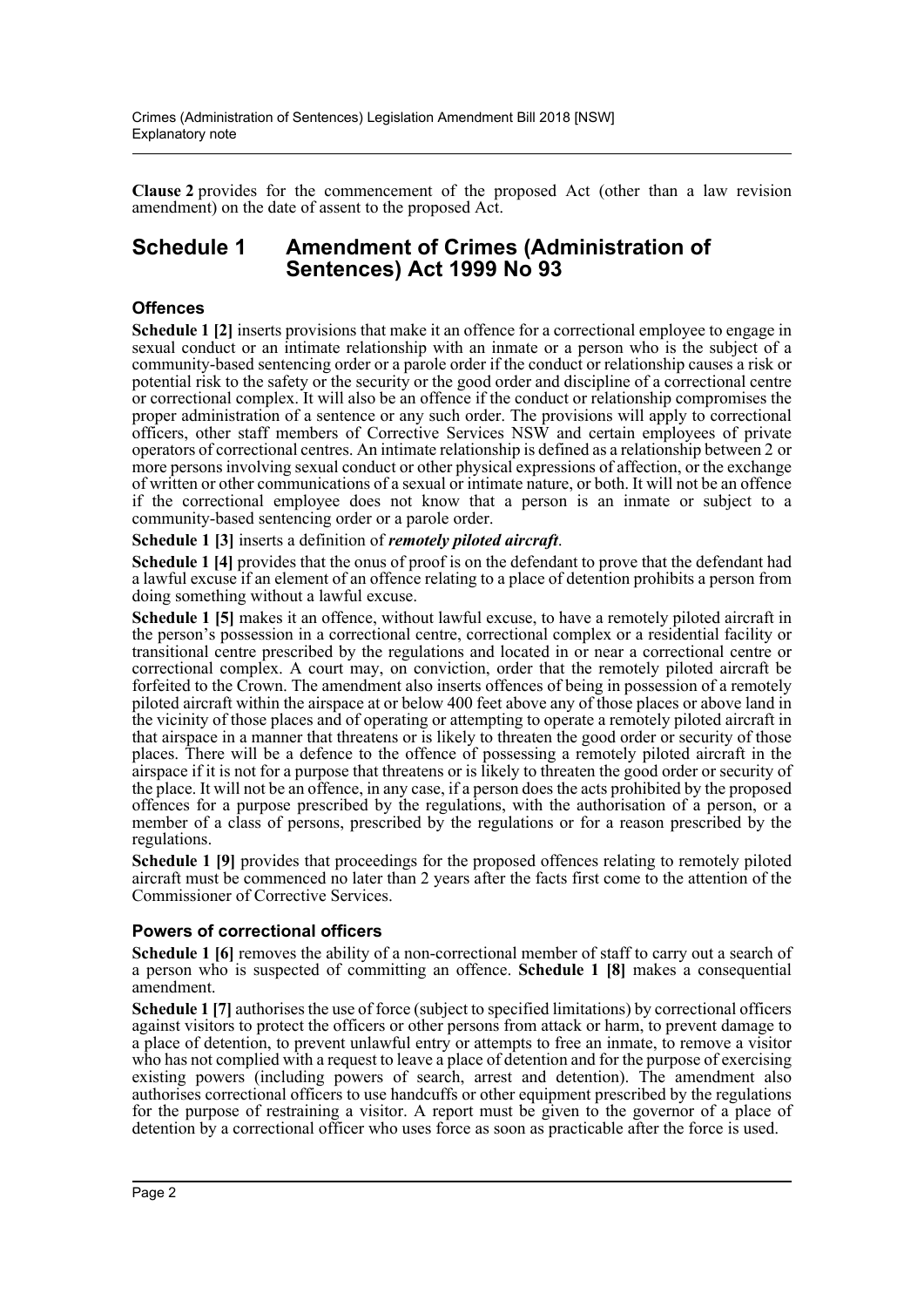**Clause 2** provides for the commencement of the proposed Act (other than a law revision amendment) on the date of assent to the proposed Act.

## Schedule 1 Amendment of Crimes (Administration of Sentences) Act 1999 No 93

### Offences

**Schedule 1 [2]** inserts provisions that make it an offence for a correctional employee to engage in sexual conduct or an intimate relationship with an inmate or a person who is the subject of a community-based sentencing order or a parole order if the conduct or relationship causes a risk or potential risk to the safety or the security or the good order and discipline of a correctional centre or correctional complex. It will also be an offence if the conduct or relationship compromises the proper administration of a sentence or any such order. The provisions will apply to correctional officers, other staff members of Corrective Services NSW and certain employees of private operators of correctional centres. An intimate relationship is defined as a relationship between 2 or more persons involving sexual conduct or other physical expressions of affection, or the exchange of written or other communications of a sexual or intimate nature, or both. It will not be an offence if the correctional employee does not know that a person is an inmate or subject to a community-based sentencing order or a parole order.

**Schedule 1 [3]** inserts a definition of ***remotely piloted aircraft***.

**Schedule 1 [4]** provides that the onus of proof is on the defendant to prove that the defendant had a lawful excuse if an element of an offence relating to a place of detention prohibits a person from doing something without a lawful excuse.

**Schedule 1 [5]** makes it an offence, without lawful excuse, to have a remotely piloted aircraft in the person's possession in a correctional centre, correctional complex or a residential facility or transitional centre prescribed by the regulations and located in or near a correctional centre or correctional complex. A court may, on conviction, order that the remotely piloted aircraft be forfeited to the Crown. The amendment also inserts offences of being in possession of a remotely piloted aircraft within the airspace at or below 400 feet above any of those places or above land in the vicinity of those places and of operating or attempting to operate a remotely piloted aircraft in that airspace in a manner that threatens or is likely to threaten the good order or security of those places. There will be a defence to the offence of possessing a remotely piloted aircraft in the airspace if it is not for a purpose that threatens or is likely to threaten the good order or security of the place. It will not be an offence, in any case, if a person does the acts prohibited by the proposed offences for a purpose prescribed by the regulations, with the authorisation of a person, or a member of a class of persons, prescribed by the regulations or for a reason prescribed by the regulations.

**Schedule 1 [9]** provides that proceedings for the proposed offences relating to remotely piloted aircraft must be commenced no later than 2 years after the facts first come to the attention of the Commissioner of Corrective Services.

### Powers of correctional officers

**Schedule 1 [6]** removes the ability of a non-correctional member of staff to carry out a search of a person who is suspected of committing an offence. **Schedule 1 [8]** makes a consequential amendment.

**Schedule 1 [7]** authorises the use of force (subject to specified limitations) by correctional officers against visitors to protect the officers or other persons from attack or harm, to prevent damage to a place of detention, to prevent unlawful entry or attempts to free an inmate, to remove a visitor who has not complied with a request to leave a place of detention and for the purpose of exercising existing powers (including powers of search, arrest and detention). The amendment also authorises correctional officers to use handcuffs or other equipment prescribed by the regulations for the purpose of restraining a visitor. A report must be given to the governor of a place of detention by a correctional officer who uses force as soon as practicable after the force is used.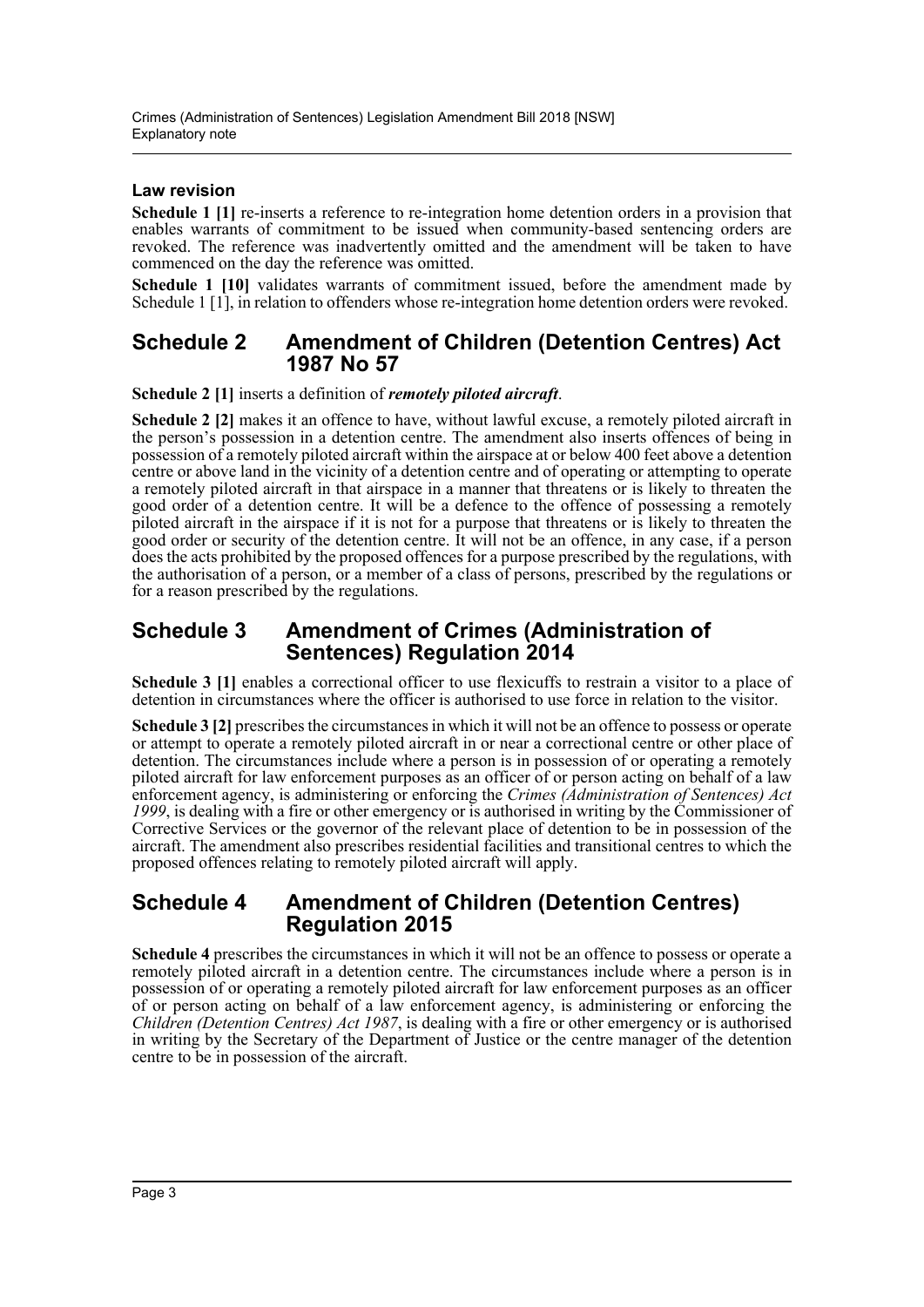### Law revision

**Schedule 1 [1]** re-inserts a reference to re-integration home detention orders in a provision that enables warrants of commitment to be issued when community-based sentencing orders are revoked. The reference was inadvertently omitted and the amendment will be taken to have commenced on the day the reference was omitted.

**Schedule 1 [10]** validates warrants of commitment issued, before the amendment made by Schedule 1 [1], in relation to offenders whose re-integration home detention orders were revoked.

## Schedule 2 Amendment of Children (Detention Centres) Act 1987 No 57

**Schedule 2 [1]** inserts a definition of ***remotely piloted aircraft***.

**Schedule 2 [2]** makes it an offence to have, without lawful excuse, a remotely piloted aircraft in the person's possession in a detention centre. The amendment also inserts offences of being in possession of a remotely piloted aircraft within the airspace at or below 400 feet above a detention centre or above land in the vicinity of a detention centre and of operating or attempting to operate a remotely piloted aircraft in that airspace in a manner that threatens or is likely to threaten the good order of a detention centre. It will be a defence to the offence of possessing a remotely piloted aircraft in the airspace if it is not for a purpose that threatens or is likely to threaten the good order or security of the detention centre. It will not be an offence, in any case, if a person does the acts prohibited by the proposed offences for a purpose prescribed by the regulations, with the authorisation of a person, or a member of a class of persons, prescribed by the regulations or for a reason prescribed by the regulations.

## Schedule 3 Amendment of Crimes (Administration of Sentences) Regulation 2014

**Schedule 3 [1]** enables a correctional officer to use flexicuffs to restrain a visitor to a place of detention in circumstances where the officer is authorised to use force in relation to the visitor.

**Schedule 3 [2]** prescribes the circumstances in which it will not be an offence to possess or operate or attempt to operate a remotely piloted aircraft in or near a correctional centre or other place of detention. The circumstances include where a person is in possession of or operating a remotely piloted aircraft for law enforcement purposes as an officer of or person acting on behalf of a law enforcement agency, is administering or enforcing the *Crimes (Administration of Sentences) Act 1999*, is dealing with a fire or other emergency or is authorised in writing by the Commissioner of Corrective Services or the governor of the relevant place of detention to be in possession of the aircraft. The amendment also prescribes residential facilities and transitional centres to which the proposed offences relating to remotely piloted aircraft will apply.

## Schedule 4 Amendment of Children (Detention Centres) Regulation 2015

**Schedule 4** prescribes the circumstances in which it will not be an offence to possess or operate a remotely piloted aircraft in a detention centre. The circumstances include where a person is in possession of or operating a remotely piloted aircraft for law enforcement purposes as an officer of or person acting on behalf of a law enforcement agency, is administering or enforcing the *Children (Detention Centres) Act 1987*, is dealing with a fire or other emergency or is authorised in writing by the Secretary of the Department of Justice or the centre manager of the detention centre to be in possession of the aircraft.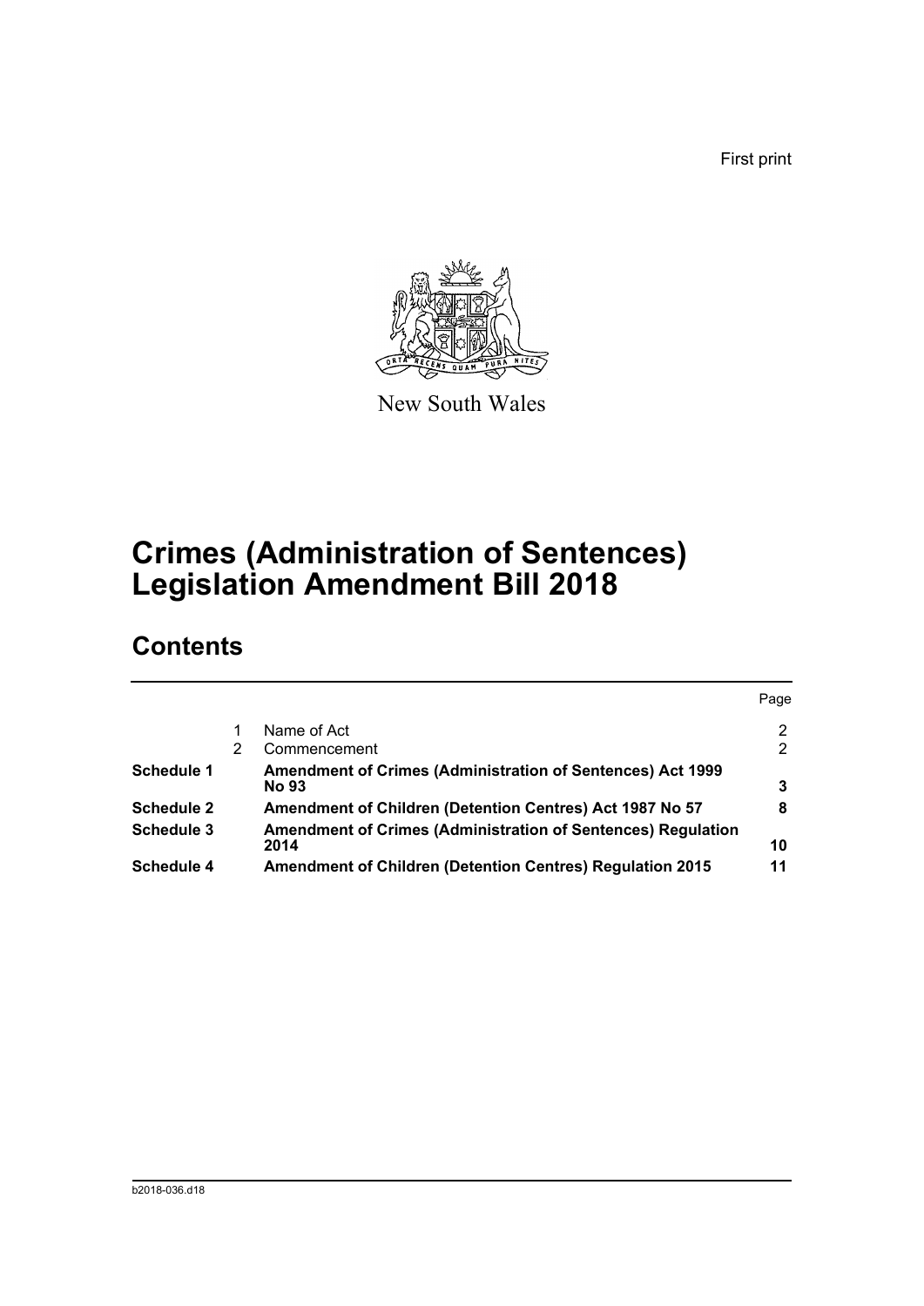First print

New South Wales

# Crimes (Administration of Sentences) Legislation Amendment Bill 2018

## Contents

| | | | Page |
|---|---|---|---|
| | 1 | Name of Act | 2 |
| | 2 | Commencement | 2 |
| **Schedule 1** | | **Amendment of Crimes (Administration of Sentences) Act 1999 No 93** | **3** |
| **Schedule 2** | | **Amendment of Children (Detention Centres) Act 1987 No 57** | **8** |
| **Schedule 3** | | **Amendment of Crimes (Administration of Sentences) Regulation 2014** | **10** |
| **Schedule 4** | | **Amendment of Children (Detention Centres) Regulation 2015** | **11** |

b2018-036.d18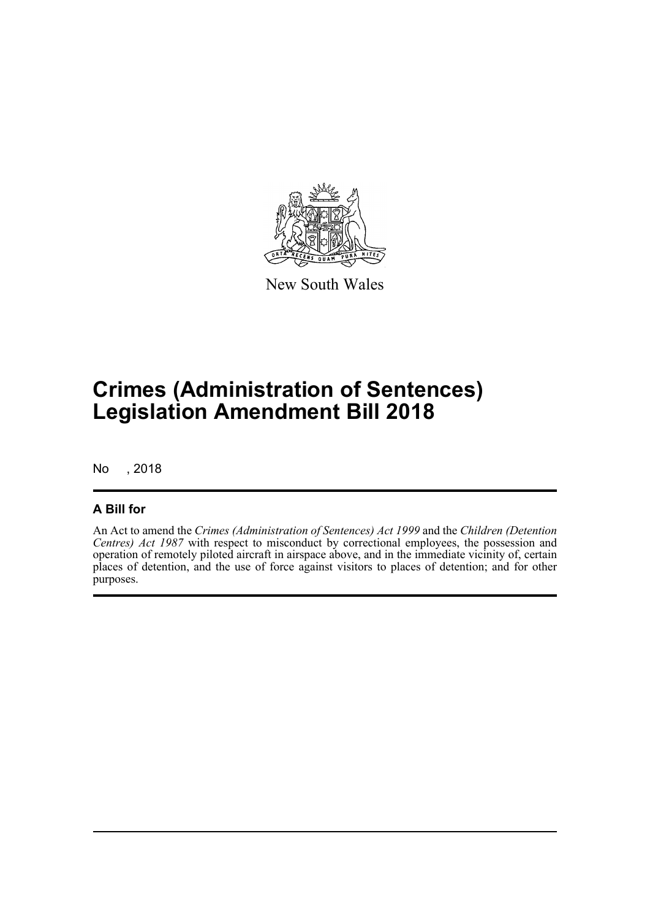New South Wales

# Crimes (Administration of Sentences) Legislation Amendment Bill 2018

No , 2018

## A Bill for

An Act to amend the *Crimes (Administration of Sentences) Act 1999* and the *Children (Detention Centres) Act 1987* with respect to misconduct by correctional employees, the possession and operation of remotely piloted aircraft in airspace above, and in the immediate vicinity of, certain places of detention, and the use of force against visitors to places of detention; and for other purposes.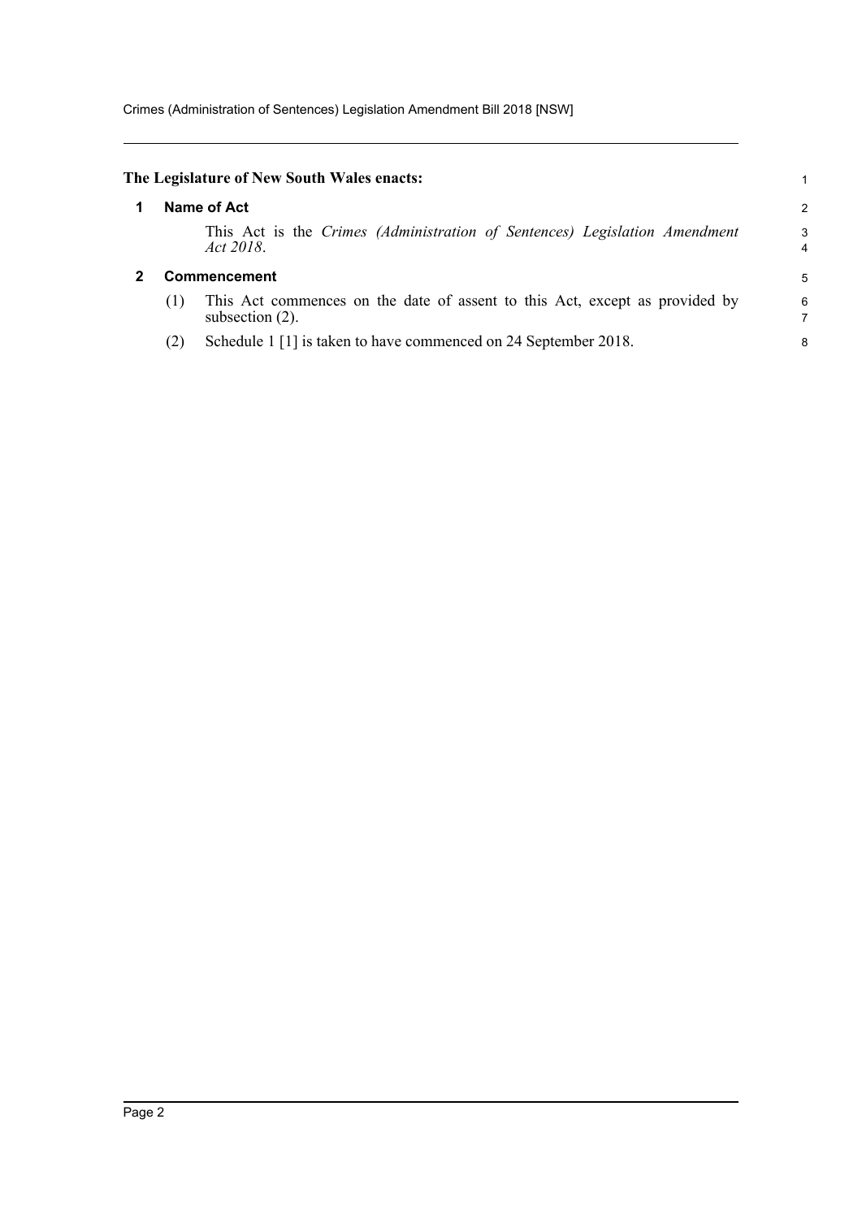**The Legislature of New South Wales enacts:**

## 1 Name of Act

This Act is the *Crimes (Administration of Sentences) Legislation Amendment Act 2018*.

## 2 Commencement

(1) This Act commences on the date of assent to this Act, except as provided by subsection (2).

(2) Schedule 1 [1] is taken to have commenced on 24 September 2018.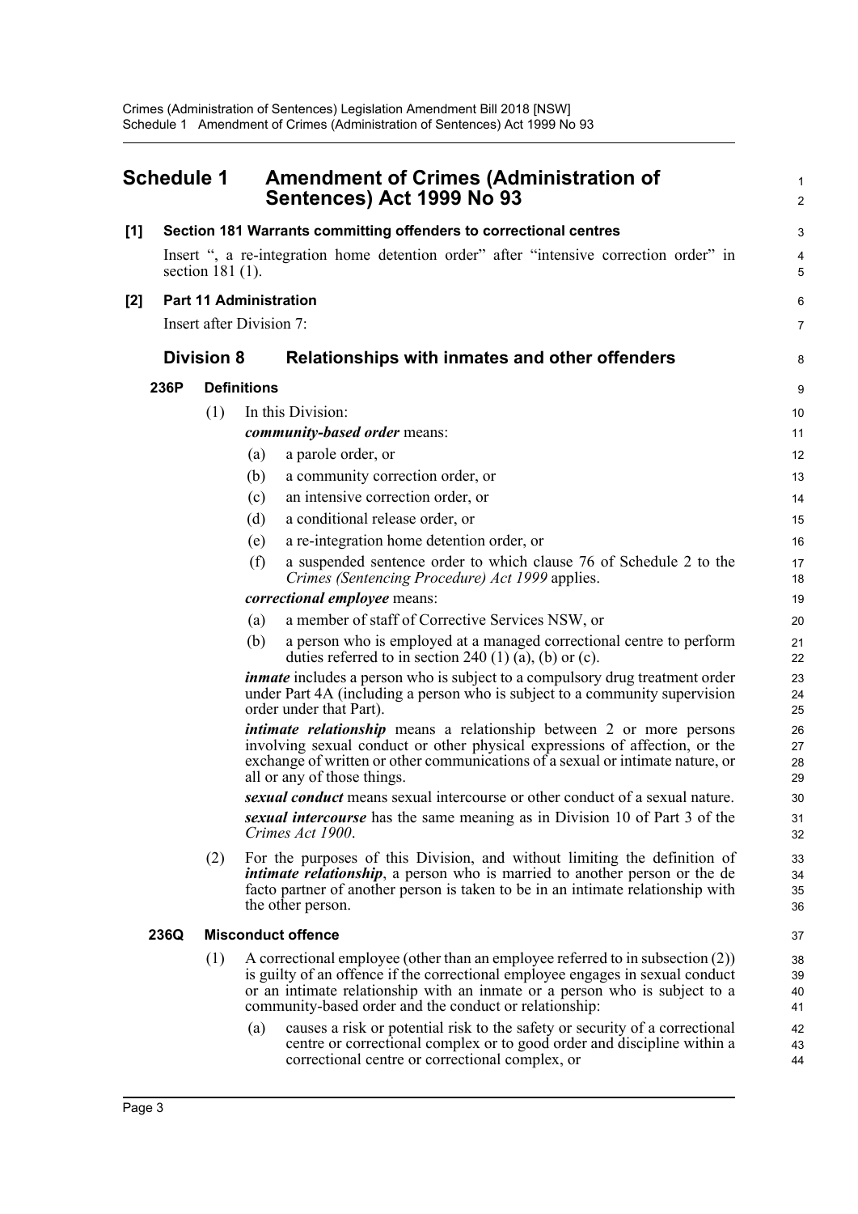# Schedule 1 Amendment of Crimes (Administration of Sentences) Act 1999 No 93

**[1] Section 181 Warrants committing offenders to correctional centres**

Insert ", a re-integration home detention order" after "intensive correction order" in section 181 (1).

**[2] Part 11 Administration**

Insert after Division 7:

## Division 8 Relationships with inmates and other offenders

### 236P Definitions

(1) In this Division:

***community-based order*** means:

(a) a parole order, or

(b) a community correction order, or

(c) an intensive correction order, or

(d) a conditional release order, or

(e) a re-integration home detention order, or

(f) a suspended sentence order to which clause 76 of Schedule 2 to the *Crimes (Sentencing Procedure) Act 1999* applies.

***correctional employee*** means:

(a) a member of staff of Corrective Services NSW, or

(b) a person who is employed at a managed correctional centre to perform duties referred to in section 240 (1) (a), (b) or (c).

***inmate*** includes a person who is subject to a compulsory drug treatment order under Part 4A (including a person who is subject to a community supervision order under that Part).

***intimate relationship*** means a relationship between 2 or more persons involving sexual conduct or other physical expressions of affection, or the exchange of written or other communications of a sexual or intimate nature, or all or any of those things.

***sexual conduct*** means sexual intercourse or other conduct of a sexual nature.

***sexual intercourse*** has the same meaning as in Division 10 of Part 3 of the *Crimes Act 1900*.

(2) For the purposes of this Division, and without limiting the definition of ***intimate relationship***, a person who is married to another person or the de facto partner of another person is taken to be in an intimate relationship with the other person.

### 236Q Misconduct offence

(1) A correctional employee (other than an employee referred to in subsection (2)) is guilty of an offence if the correctional employee engages in sexual conduct or an intimate relationship with an inmate or a person who is subject to a community-based order and the conduct or relationship:

(a) causes a risk or potential risk to the safety or security of a correctional centre or correctional complex or to good order and discipline within a correctional centre or correctional complex, or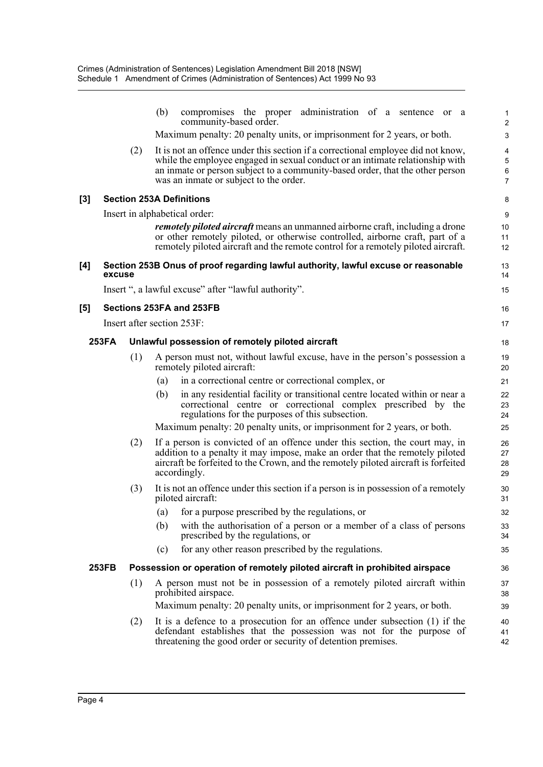(b) compromises the proper administration of a sentence or a community-based order.

Maximum penalty: 20 penalty units, or imprisonment for 2 years, or both.

(2) It is not an offence under this section if a correctional employee did not know, while the employee engaged in sexual conduct or an intimate relationship with an inmate or person subject to a community-based order, that the other person was an inmate or subject to the order.

**[3] Section 253A Definitions**

Insert in alphabetical order:

***remotely piloted aircraft*** means an unmanned airborne craft, including a drone or other remotely piloted, or otherwise controlled, airborne craft, part of a remotely piloted aircraft and the remote control for a remotely piloted aircraft.

**[4] Section 253B Onus of proof regarding lawful authority, lawful excuse or reasonable excuse**

Insert ", a lawful excuse" after "lawful authority".

**[5] Sections 253FA and 253FB**

Insert after section 253F:

**253FA Unlawful possession of remotely piloted aircraft**

(1) A person must not, without lawful excuse, have in the person's possession a remotely piloted aircraft:

(a) in a correctional centre or correctional complex, or

(b) in any residential facility or transitional centre located within or near a correctional centre or correctional complex prescribed by the regulations for the purposes of this subsection.

Maximum penalty: 20 penalty units, or imprisonment for 2 years, or both.

(2) If a person is convicted of an offence under this section, the court may, in addition to a penalty it may impose, make an order that the remotely piloted aircraft be forfeited to the Crown, and the remotely piloted aircraft is forfeited accordingly.

(3) It is not an offence under this section if a person is in possession of a remotely piloted aircraft:

(a) for a purpose prescribed by the regulations, or

(b) with the authorisation of a person or a member of a class of persons prescribed by the regulations, or

(c) for any other reason prescribed by the regulations.

**253FB Possession or operation of remotely piloted aircraft in prohibited airspace**

(1) A person must not be in possession of a remotely piloted aircraft within prohibited airspace.

Maximum penalty: 20 penalty units, or imprisonment for 2 years, or both.

(2) It is a defence to a prosecution for an offence under subsection (1) if the defendant establishes that the possession was not for the purpose of threatening the good order or security of detention premises.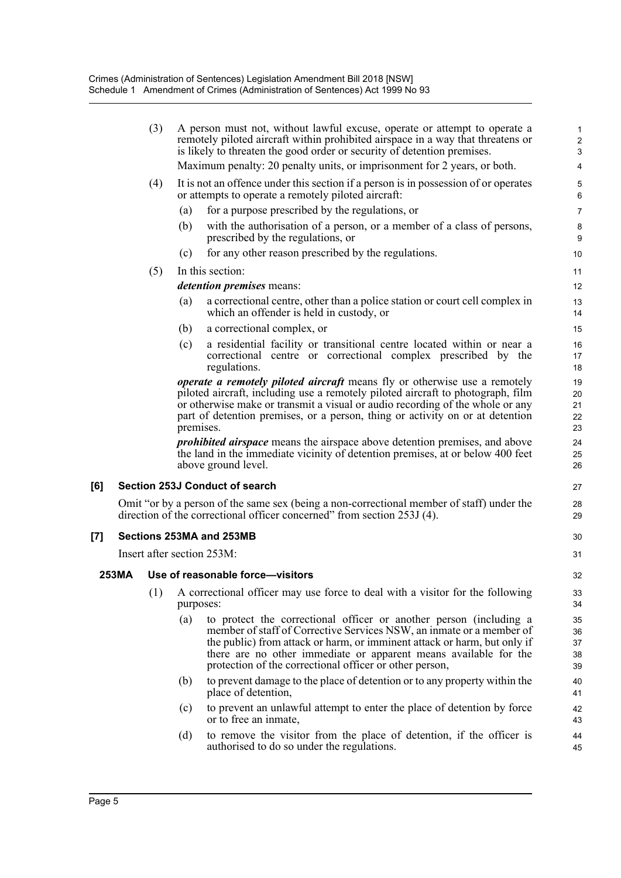(3) A person must not, without lawful excuse, operate or attempt to operate a remotely piloted aircraft within prohibited airspace in a way that threatens or is likely to threaten the good order or security of detention premises.

Maximum penalty: 20 penalty units, or imprisonment for 2 years, or both.

(4) It is not an offence under this section if a person is in possession of or operates or attempts to operate a remotely piloted aircraft:

(a) for a purpose prescribed by the regulations, or

(b) with the authorisation of a person, or a member of a class of persons, prescribed by the regulations, or

(c) for any other reason prescribed by the regulations.

(5) In this section:

***detention premises*** means:

(a) a correctional centre, other than a police station or court cell complex in which an offender is held in custody, or

(b) a correctional complex, or

(c) a residential facility or transitional centre located within or near a correctional centre or correctional complex prescribed by the regulations.

***operate a remotely piloted aircraft*** means fly or otherwise use a remotely piloted aircraft, including use a remotely piloted aircraft to photograph, film or otherwise make or transmit a visual or audio recording of the whole or any part of detention premises, or a person, thing or activity on or at detention premises.

***prohibited airspace*** means the airspace above detention premises, and above the land in the immediate vicinity of detention premises, at or below 400 feet above ground level.

### [6] Section 253J Conduct of search

Omit "or by a person of the same sex (being a non-correctional member of staff) under the direction of the correctional officer concerned" from section 253J (4).

### [7] Sections 253MA and 253MB

Insert after section 253M:

#### 253MA Use of reasonable force—visitors

(1) A correctional officer may use force to deal with a visitor for the following purposes:

(a) to protect the correctional officer or another person (including a member of staff of Corrective Services NSW, an inmate or a member of the public) from attack or harm, or imminent attack or harm, but only if there are no other immediate or apparent means available for the protection of the correctional officer or other person,

(b) to prevent damage to the place of detention or to any property within the place of detention,

(c) to prevent an unlawful attempt to enter the place of detention by force or to free an inmate,

(d) to remove the visitor from the place of detention, if the officer is authorised to do so under the regulations.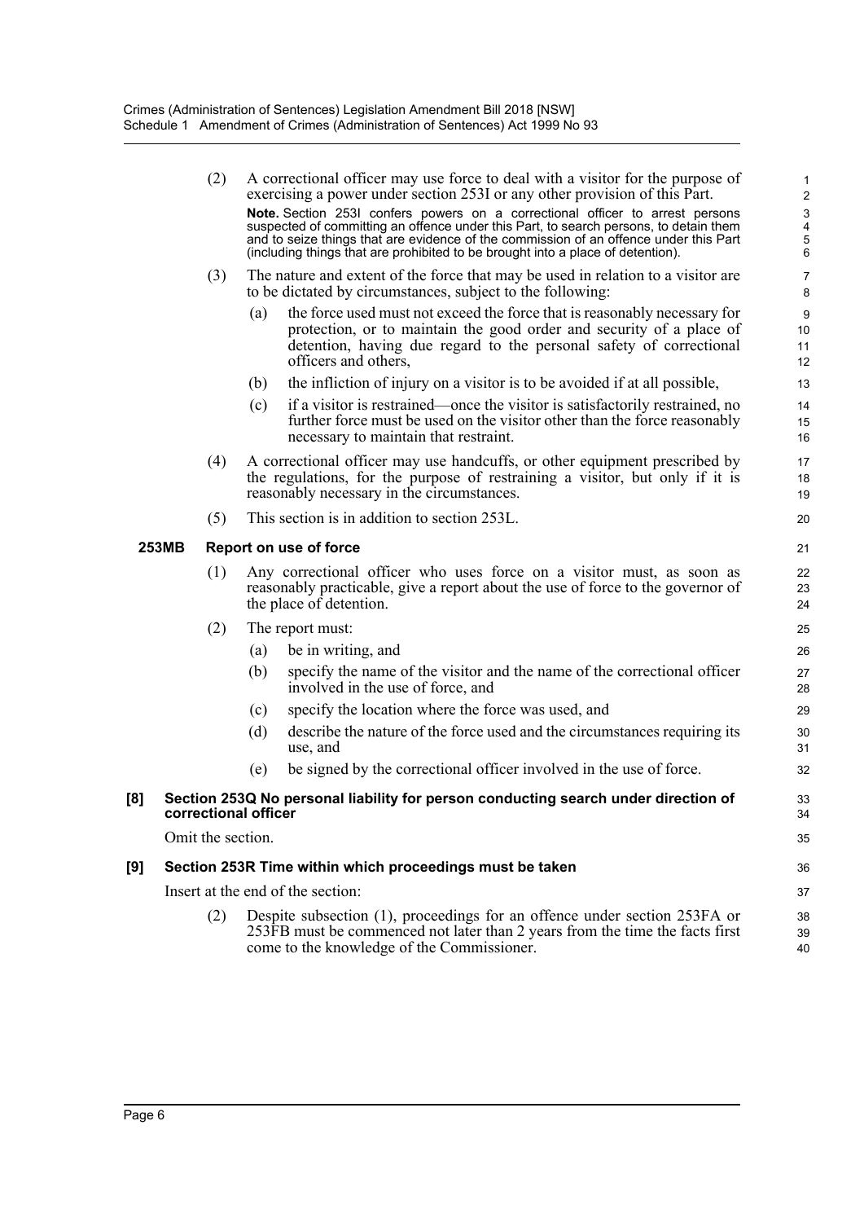(2) A correctional officer may use force to deal with a visitor for the purpose of exercising a power under section 253I or any other provision of this Part.

**Note.** Section 253I confers powers on a correctional officer to arrest persons suspected of committing an offence under this Part, to search persons, to detain them and to seize things that are evidence of the commission of an offence under this Part (including things that are prohibited to be brought into a place of detention).

(3) The nature and extent of the force that may be used in relation to a visitor are to be dictated by circumstances, subject to the following:

(a) the force used must not exceed the force that is reasonably necessary for protection, or to maintain the good order and security of a place of detention, having due regard to the personal safety of correctional officers and others,

(b) the infliction of injury on a visitor is to be avoided if at all possible,

(c) if a visitor is restrained—once the visitor is satisfactorily restrained, no further force must be used on the visitor other than the force reasonably necessary to maintain that restraint.

(4) A correctional officer may use handcuffs, or other equipment prescribed by the regulations, for the purpose of restraining a visitor, but only if it is reasonably necessary in the circumstances.

(5) This section is in addition to section 253L.

**253MB Report on use of force**

(1) Any correctional officer who uses force on a visitor must, as soon as reasonably practicable, give a report about the use of force to the governor of the place of detention.

(2) The report must:

(a) be in writing, and

(b) specify the name of the visitor and the name of the correctional officer involved in the use of force, and

(c) specify the location where the force was used, and

(d) describe the nature of the force used and the circumstances requiring its use, and

(e) be signed by the correctional officer involved in the use of force.

**[8] Section 253Q No personal liability for person conducting search under direction of correctional officer**

Omit the section.

**[9] Section 253R Time within which proceedings must be taken**

Insert at the end of the section:

(2) Despite subsection (1), proceedings for an offence under section 253FA or 253FB must be commenced not later than 2 years from the time the facts first come to the knowledge of the Commissioner.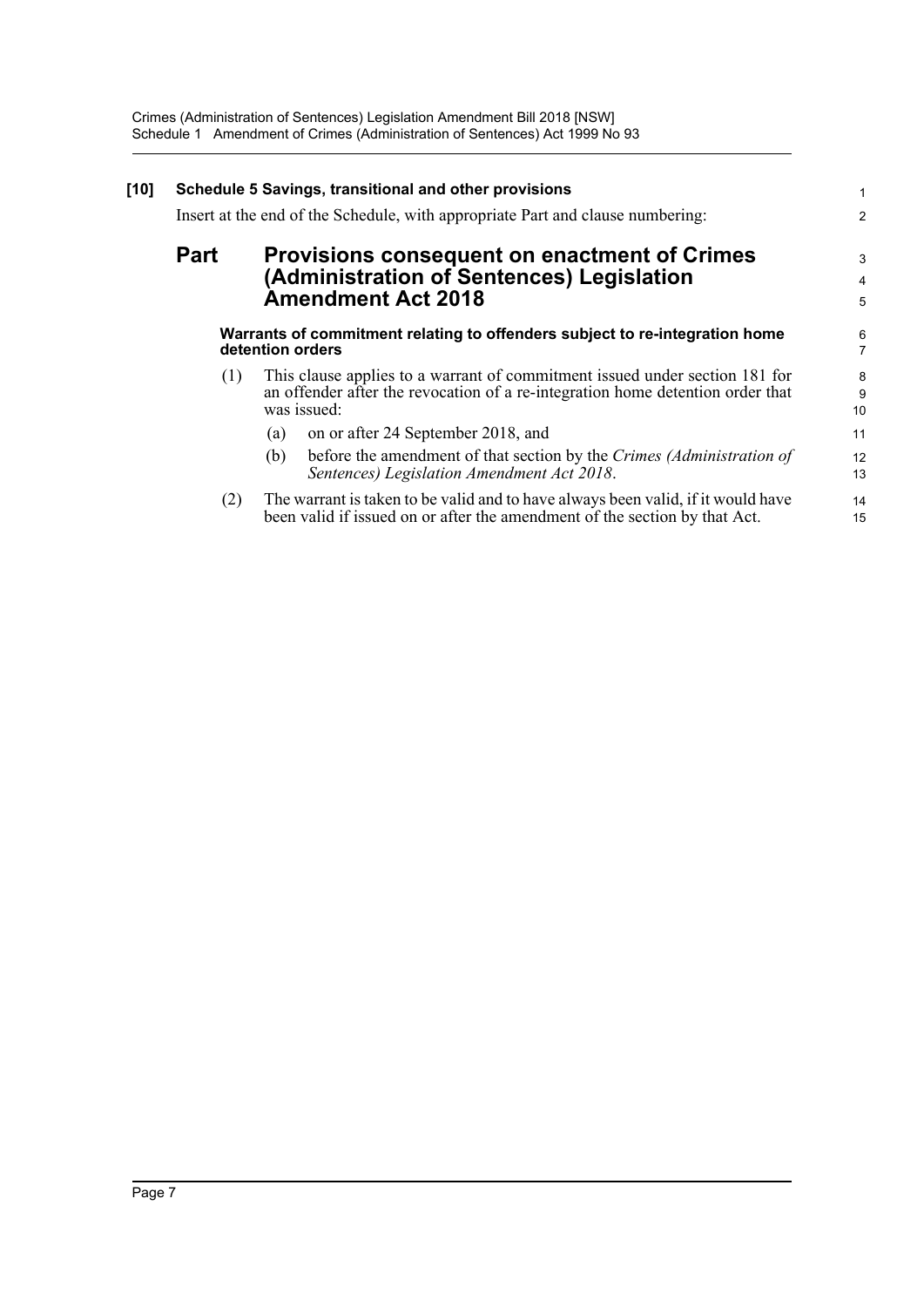**[10] Schedule 5 Savings, transitional and other provisions**

Insert at the end of the Schedule, with appropriate Part and clause numbering:

## Part Provisions consequent on enactment of Crimes (Administration of Sentences) Legislation Amendment Act 2018

**Warrants of commitment relating to offenders subject to re-integration home detention orders**

(1) This clause applies to a warrant of commitment issued under section 181 for an offender after the revocation of a re-integration home detention order that was issued:

(a) on or after 24 September 2018, and

(b) before the amendment of that section by the *Crimes (Administration of Sentences) Legislation Amendment Act 2018*.

(2) The warrant is taken to be valid and to have always been valid, if it would have been valid if issued on or after the amendment of the section by that Act.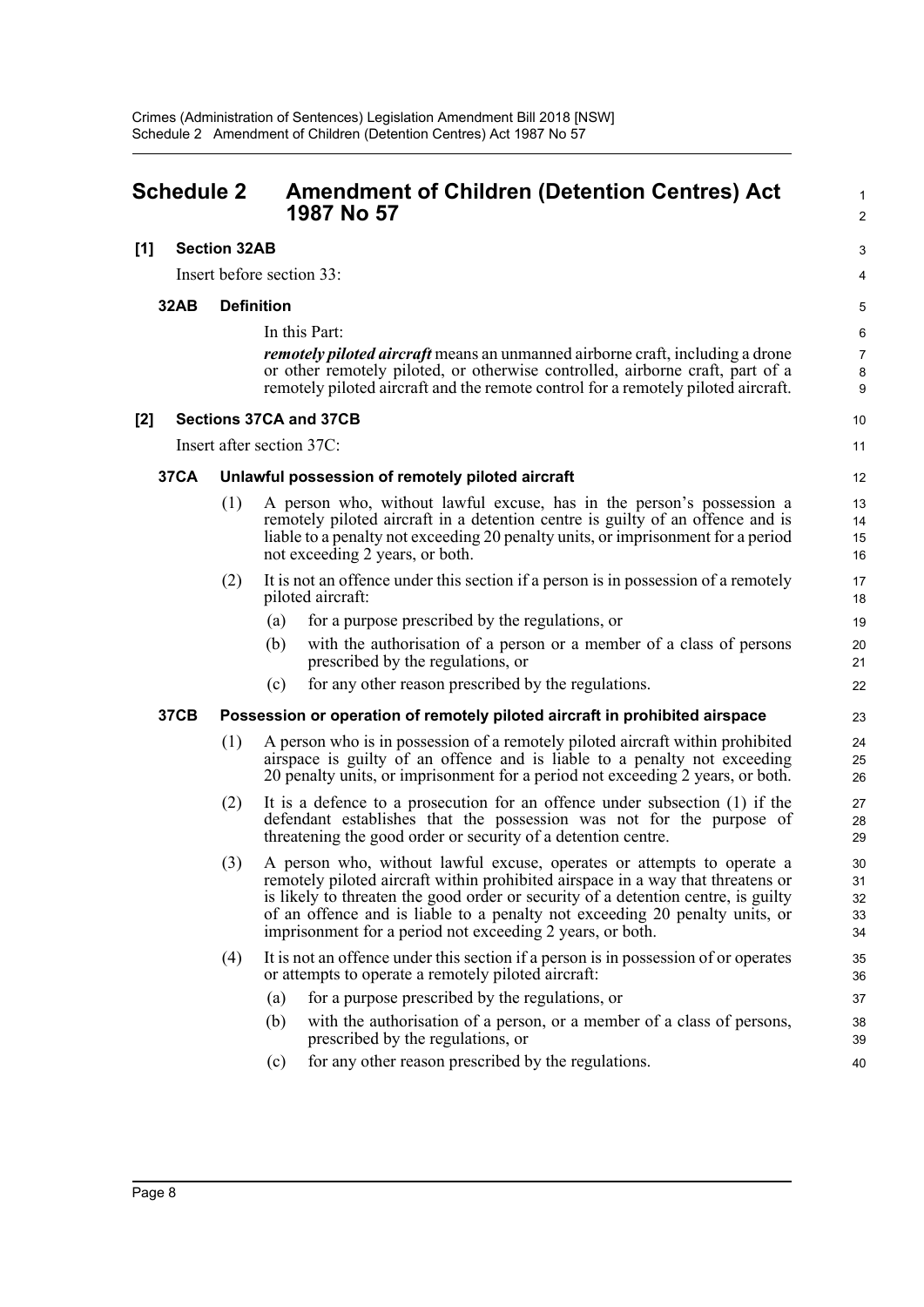## Schedule 2 Amendment of Children (Detention Centres) Act 1987 No 57

### [1] Section 32AB

Insert before section 33:

#### 32AB Definition

In this Part:

***remotely piloted aircraft*** means an unmanned airborne craft, including a drone or other remotely piloted, or otherwise controlled, airborne craft, part of a remotely piloted aircraft and the remote control for a remotely piloted aircraft.

### [2] Sections 37CA and 37CB

Insert after section 37C:

#### 37CA Unlawful possession of remotely piloted aircraft

(1) A person who, without lawful excuse, has in the person's possession a remotely piloted aircraft in a detention centre is guilty of an offence and is liable to a penalty not exceeding 20 penalty units, or imprisonment for a period not exceeding 2 years, or both.

(2) It is not an offence under this section if a person is in possession of a remotely piloted aircraft:

- (a) for a purpose prescribed by the regulations, or
- (b) with the authorisation of a person or a member of a class of persons prescribed by the regulations, or
- (c) for any other reason prescribed by the regulations.

#### 37CB Possession or operation of remotely piloted aircraft in prohibited airspace

(1) A person who is in possession of a remotely piloted aircraft within prohibited airspace is guilty of an offence and is liable to a penalty not exceeding 20 penalty units, or imprisonment for a period not exceeding 2 years, or both.

(2) It is a defence to a prosecution for an offence under subsection (1) if the defendant establishes that the possession was not for the purpose of threatening the good order or security of a detention centre.

(3) A person who, without lawful excuse, operates or attempts to operate a remotely piloted aircraft within prohibited airspace in a way that threatens or is likely to threaten the good order or security of a detention centre, is guilty of an offence and is liable to a penalty not exceeding 20 penalty units, or imprisonment for a period not exceeding 2 years, or both.

(4) It is not an offence under this section if a person is in possession of or operates or attempts to operate a remotely piloted aircraft:

- (a) for a purpose prescribed by the regulations, or
- (b) with the authorisation of a person, or a member of a class of persons, prescribed by the regulations, or
- (c) for any other reason prescribed by the regulations.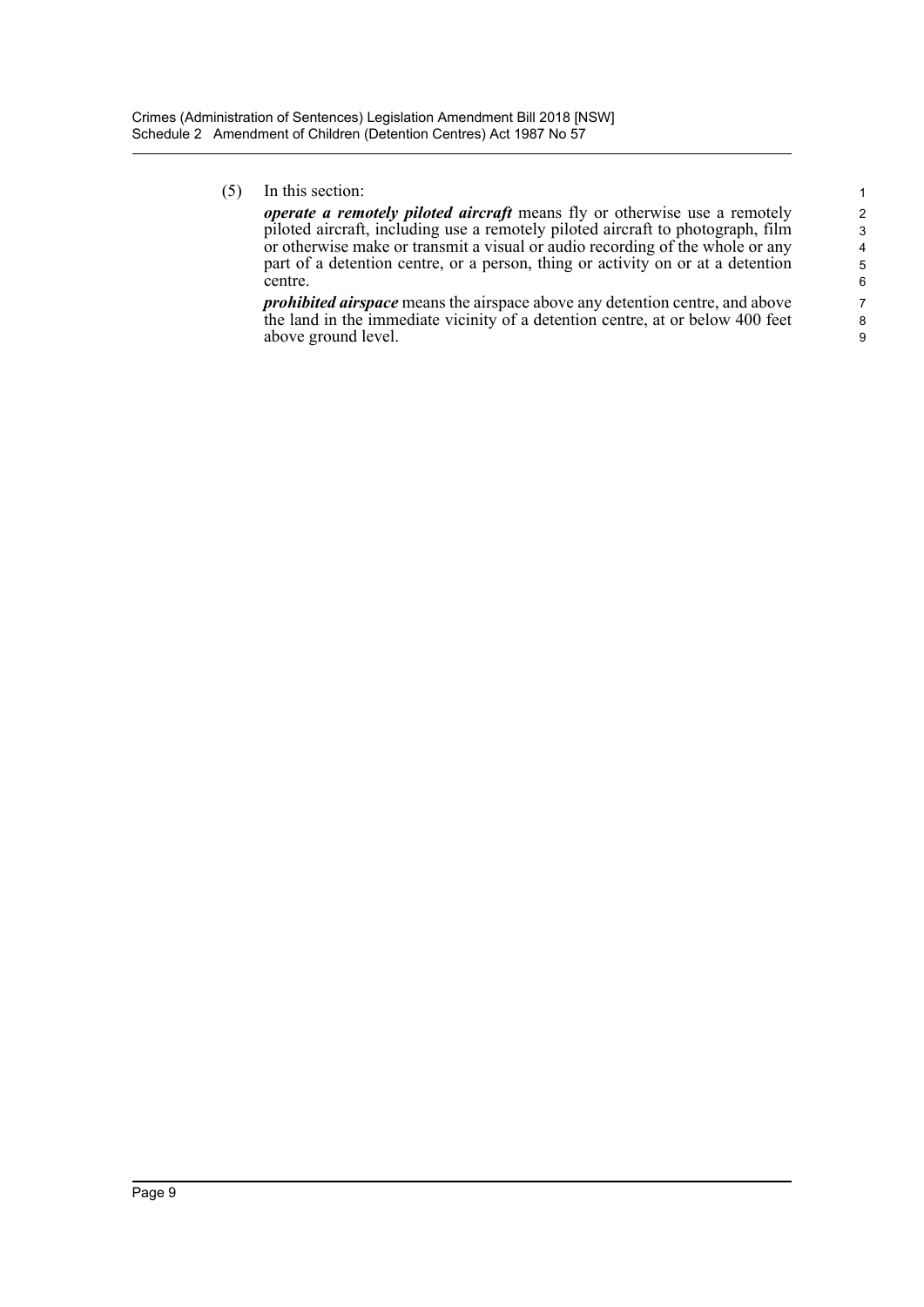(5) In this section:

***operate a remotely piloted aircraft*** means fly or otherwise use a remotely piloted aircraft, including use a remotely piloted aircraft to photograph, film or otherwise make or transmit a visual or audio recording of the whole or any part of a detention centre, or a person, thing or activity on or at a detention centre.

***prohibited airspace*** means the airspace above any detention centre, and above the land in the immediate vicinity of a detention centre, at or below 400 feet above ground level.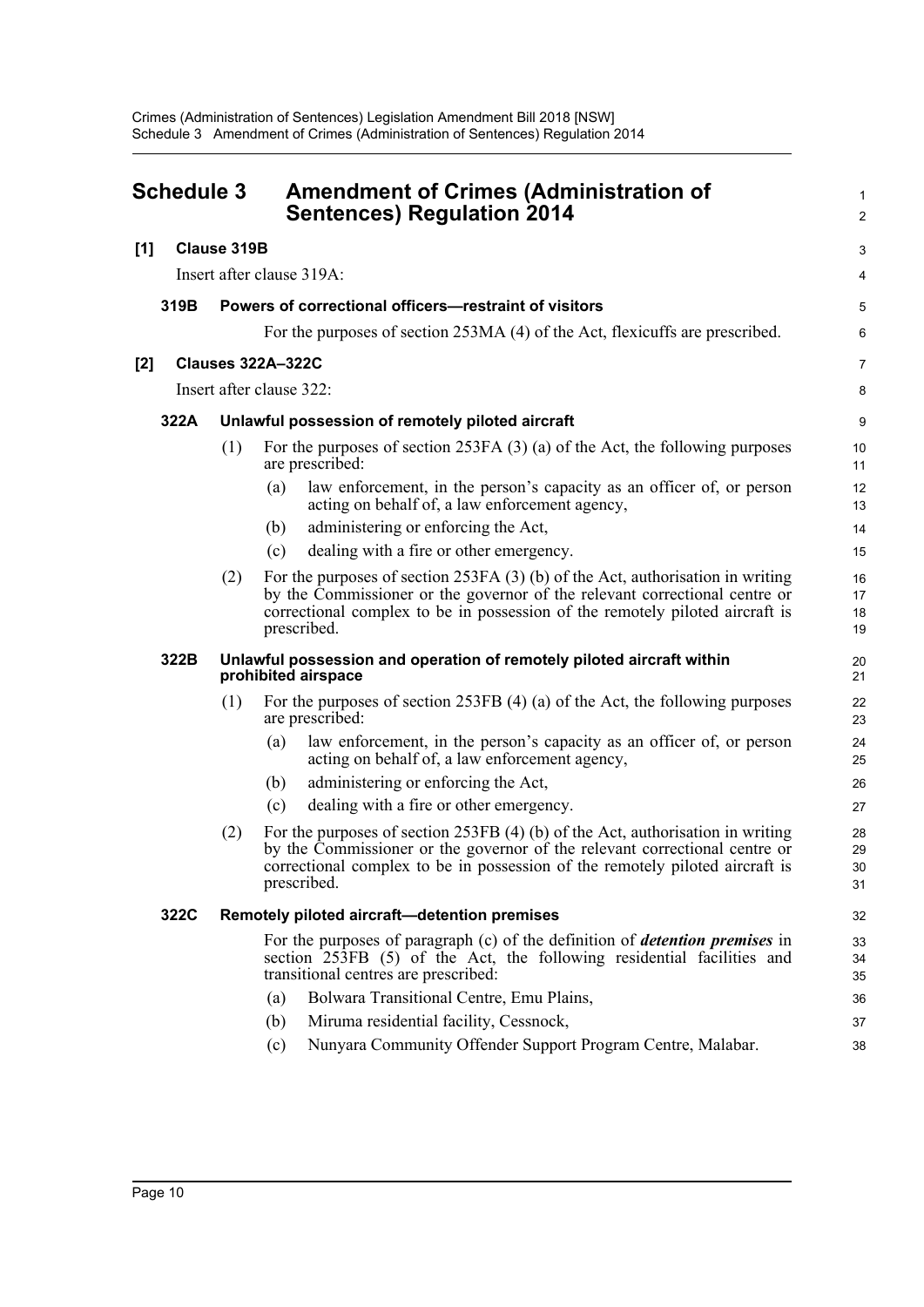# Schedule 3 Amendment of Crimes (Administration of Sentences) Regulation 2014

**[1] Clause 319B**

Insert after clause 319A:

**319B Powers of correctional officers—restraint of visitors**

For the purposes of section 253MA (4) of the Act, flexicuffs are prescribed.

**[2] Clauses 322A–322C**

Insert after clause 322:

**322A Unlawful possession of remotely piloted aircraft**

(1) For the purposes of section 253FA (3) (a) of the Act, the following purposes are prescribed:

(a) law enforcement, in the person's capacity as an officer of, or person acting on behalf of, a law enforcement agency,

(b) administering or enforcing the Act,

(c) dealing with a fire or other emergency.

(2) For the purposes of section 253FA (3) (b) of the Act, authorisation in writing by the Commissioner or the governor of the relevant correctional centre or correctional complex to be in possession of the remotely piloted aircraft is prescribed.

**322B Unlawful possession and operation of remotely piloted aircraft within prohibited airspace**

(1) For the purposes of section 253FB (4) (a) of the Act, the following purposes are prescribed:

(a) law enforcement, in the person's capacity as an officer of, or person acting on behalf of, a law enforcement agency,

(b) administering or enforcing the Act,

(c) dealing with a fire or other emergency.

(2) For the purposes of section 253FB (4) (b) of the Act, authorisation in writing by the Commissioner or the governor of the relevant correctional centre or correctional complex to be in possession of the remotely piloted aircraft is prescribed.

**322C Remotely piloted aircraft—detention premises**

For the purposes of paragraph (c) of the definition of ***detention premises*** in section 253FB (5) of the Act, the following residential facilities and transitional centres are prescribed:

(a) Bolwara Transitional Centre, Emu Plains,

(b) Miruma residential facility, Cessnock,

(c) Nunyara Community Offender Support Program Centre, Malabar.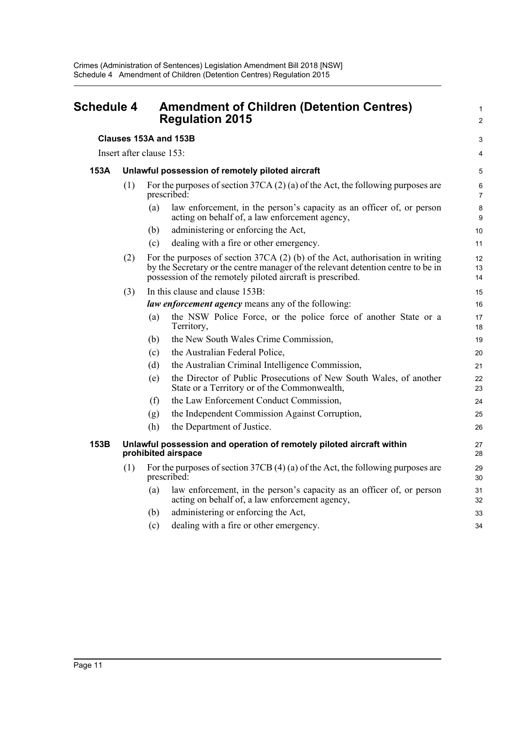# Schedule 4 Amendment of Children (Detention Centres) Regulation 2015

**Clauses 153A and 153B**

Insert after clause 153:

**153A Unlawful possession of remotely piloted aircraft**

(1) For the purposes of section 37CA (2) (a) of the Act, the following purposes are prescribed:

(a) law enforcement, in the person's capacity as an officer of, or person acting on behalf of, a law enforcement agency,

(b) administering or enforcing the Act,

(c) dealing with a fire or other emergency.

(2) For the purposes of section 37CA (2) (b) of the Act, authorisation in writing by the Secretary or the centre manager of the relevant detention centre to be in possession of the remotely piloted aircraft is prescribed.

(3) In this clause and clause 153B:

***law enforcement agency*** means any of the following:

(a) the NSW Police Force, or the police force of another State or a Territory,

(b) the New South Wales Crime Commission,

(c) the Australian Federal Police,

(d) the Australian Criminal Intelligence Commission,

(e) the Director of Public Prosecutions of New South Wales, of another State or a Territory or of the Commonwealth,

(f) the Law Enforcement Conduct Commission,

(g) the Independent Commission Against Corruption,

(h) the Department of Justice.

**153B Unlawful possession and operation of remotely piloted aircraft within prohibited airspace**

(1) For the purposes of section 37CB (4) (a) of the Act, the following purposes are prescribed:

(a) law enforcement, in the person's capacity as an officer of, or person acting on behalf of, a law enforcement agency,

(b) administering or enforcing the Act,

(c) dealing with a fire or other emergency.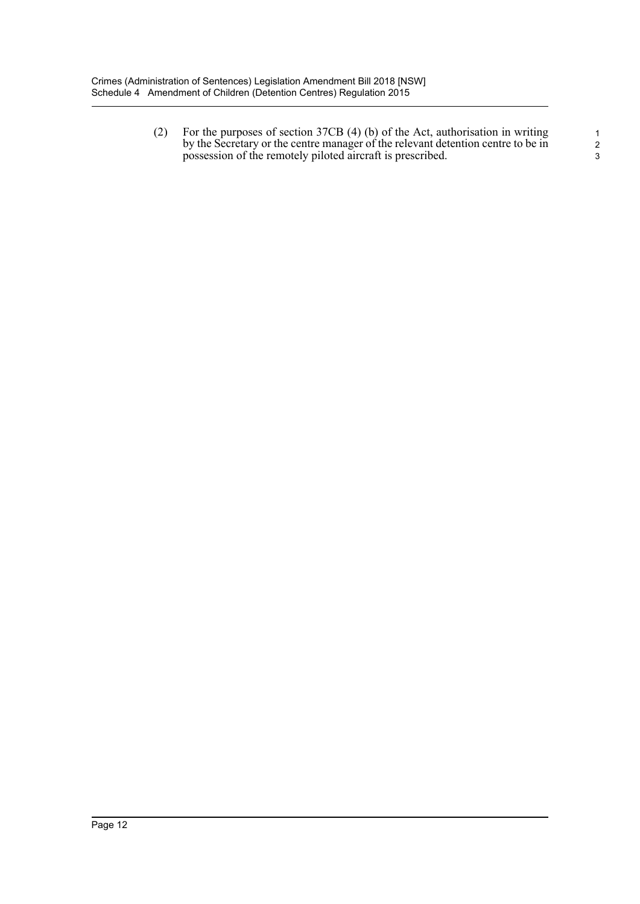(2) For the purposes of section 37CB (4) (b) of the Act, authorisation in writing by the Secretary or the centre manager of the relevant detention centre to be in possession of the remotely piloted aircraft is prescribed.